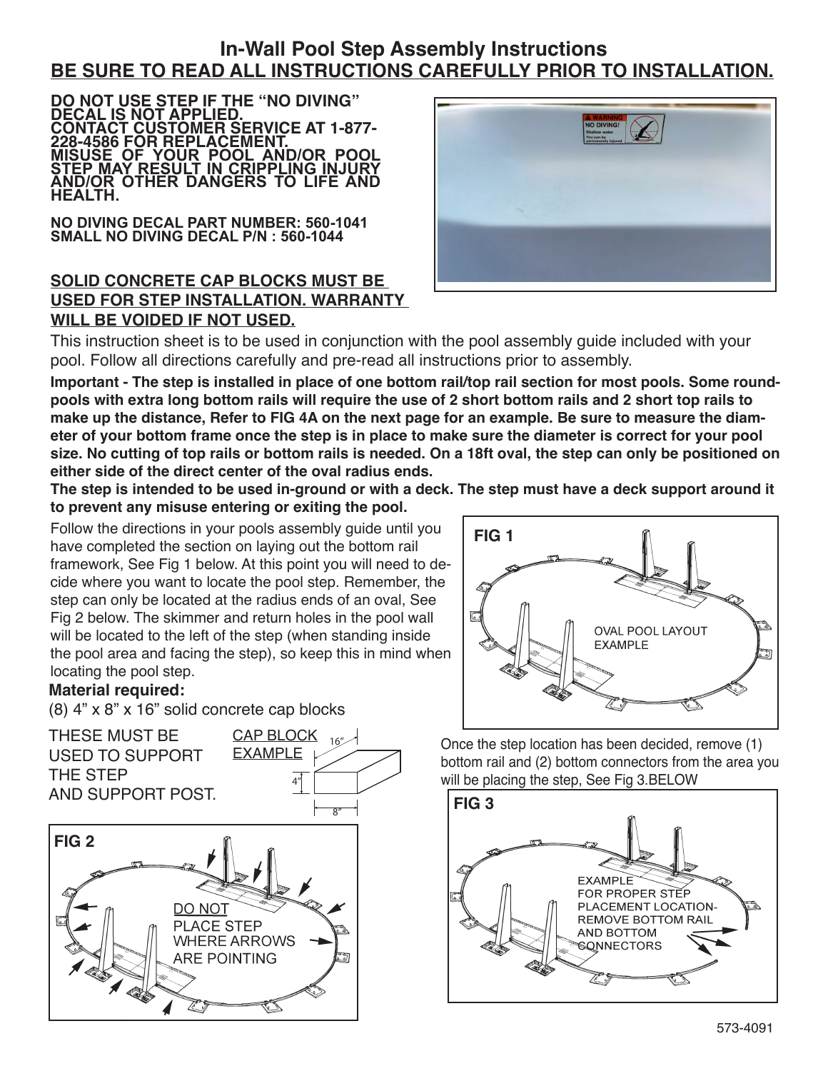# In-Wall Pool Step Assembly Instructions

## BE SURE TO READ ALL INSTRUCTIONS CAREFULLY PRIOR TO INSTALLATION.

**DO NOT USE STEP IF THE "NO DIVING" DECAL IS NOT APPLIED. CONTACT CUSTOMER SERVICE AT 1-877-228-4586 FOR REPLACEMENT. MISUSE OF YOUR POOL AND/OR POOL STEP MAY RESULT IN CRIPPLING INJURY AND/OR OTHER DANGERS TO LIFE AND HEALTH.**

**NO DIVING DECAL PART NUMBER: 560-1041**
**SMALL NO DIVING DECAL P/N : 560-1044**

**SOLID CONCRETE CAP BLOCKS MUST BE USED FOR STEP INSTALLATION. WARRANTY WILL BE VOIDED IF NOT USED.**

This instruction sheet is to be used in conjunction with the pool assembly guide included with your pool. Follow all directions carefully and pre-read all instructions prior to assembly.

**Important - The step is installed in place of one bottom rail/top rail section for most pools. Some round-pools with extra long bottom rails will require the use of 2 short bottom rails and 2 short top rails to make up the distance, Refer to FIG 4A on the next page for an example. Be sure to measure the diameter of your bottom frame once the step is in place to make sure the diameter is correct for your pool size. No cutting of top rails or bottom rails is needed. On a 18ft oval, the step can only be positioned on either side of the direct center of the oval radius ends.**

**The step is intended to be used in-ground or with a deck. The step must have a deck support around it to prevent any misuse entering or exiting the pool.**

Follow the directions in your pools assembly guide until you have completed the section on laying out the bottom rail framework, See Fig 1 below. At this point you will need to decide where you want to locate the pool step. Remember, the step can only be located at the radius ends of an oval, See Fig 2 below. The skimmer and return holes in the pool wall will be located to the left of the step (when standing inside the pool area and facing the step), so keep this in mind when locating the pool step.

**Material required:**

(8) 4" x 8" x 16" solid concrete cap blocks

THESE MUST BE USED TO SUPPORT THE STEP AND SUPPORT POST.

CAP BLOCK EXAMPLE (16", 4", 8")

**FIG 1** — OVAL POOL LAYOUT EXAMPLE

**FIG 2** — DO NOT PLACE STEP WHERE ARROWS ARE POINTING

Once the step location has been decided, remove (1) bottom rail and (2) bottom connectors from the area you will be placing the step, See Fig 3.BELOW

**FIG 3** — EXAMPLE FOR PROPER STEP PLACEMENT LOCATION- REMOVE BOTTOM RAIL AND BOTTOM CONNECTORS

573-4091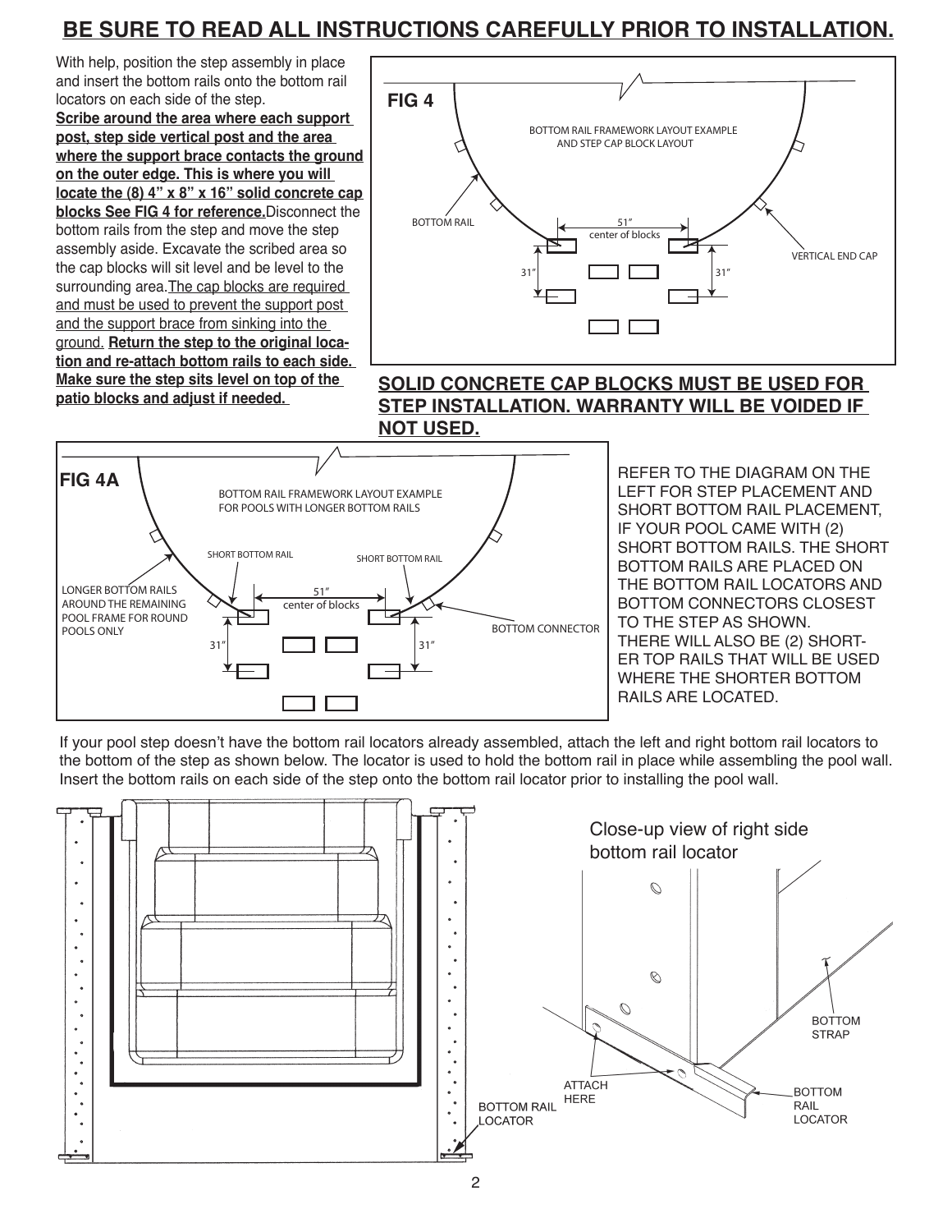# BE SURE TO READ ALL INSTRUCTIONS CAREFULLY PRIOR TO INSTALLATION.

With help, position the step assembly in place and insert the bottom rails onto the bottom rail locators on each side of the step. **Scribe around the area where each support post, step side vertical post and the area where the support brace contacts the ground on the outer edge. This is where you will locate the (8) 4" x 8" x 16" solid concrete cap blocks See FIG 4 for reference.** Disconnect the bottom rails from the step and move the step assembly aside. Excavate the scribed area so the cap blocks will sit level and be level to the surrounding area. The cap blocks are required and must be used to prevent the support post and the support brace from sinking into the ground. **Return the step to the original location and re-attach bottom rails to each side. Make sure the step sits level on top of the patio blocks and adjust if needed.**

FIG 4

BOTTOM RAIL FRAMEWORK LAYOUT EXAMPLE AND STEP CAP BLOCK LAYOUT

BOTTOM RAIL

51" center of blocks

VERTICAL END CAP

31"

31"

**SOLID CONCRETE CAP BLOCKS MUST BE USED FOR STEP INSTALLATION. WARRANTY WILL BE VOIDED IF NOT USED.**

FIG 4A

BOTTOM RAIL FRAMEWORK LAYOUT EXAMPLE FOR POOLS WITH LONGER BOTTOM RAILS

SHORT BOTTOM RAIL

SHORT BOTTOM RAIL

LONGER BOTTOM RAILS AROUND THE REMAINING POOL FRAME FOR ROUND POOLS ONLY

51" center of blocks

BOTTOM CONNECTOR

31"

31"

REFER TO THE DIAGRAM ON THE LEFT FOR STEP PLACEMENT AND SHORT BOTTOM RAIL PLACEMENT, IF YOUR POOL CAME WITH (2) SHORT BOTTOM RAILS. THE SHORT BOTTOM RAILS ARE PLACED ON THE BOTTOM RAIL LOCATORS AND BOTTOM CONNECTORS CLOSEST TO THE STEP AS SHOWN. THERE WILL ALSO BE (2) SHORTER TOP RAILS THAT WILL BE USED WHERE THE SHORTER BOTTOM RAILS ARE LOCATED.

If your pool step doesn't have the bottom rail locators already assembled, attach the left and right bottom rail locators to the bottom of the step as shown below. The locator is used to hold the bottom rail in place while assembling the pool wall. Insert the bottom rails on each side of the step onto the bottom rail locator prior to installing the pool wall.

BOTTOM RAIL LOCATOR

Close-up view of right side bottom rail locator

ATTACH HERE

BOTTOM STRAP

BOTTOM RAIL LOCATOR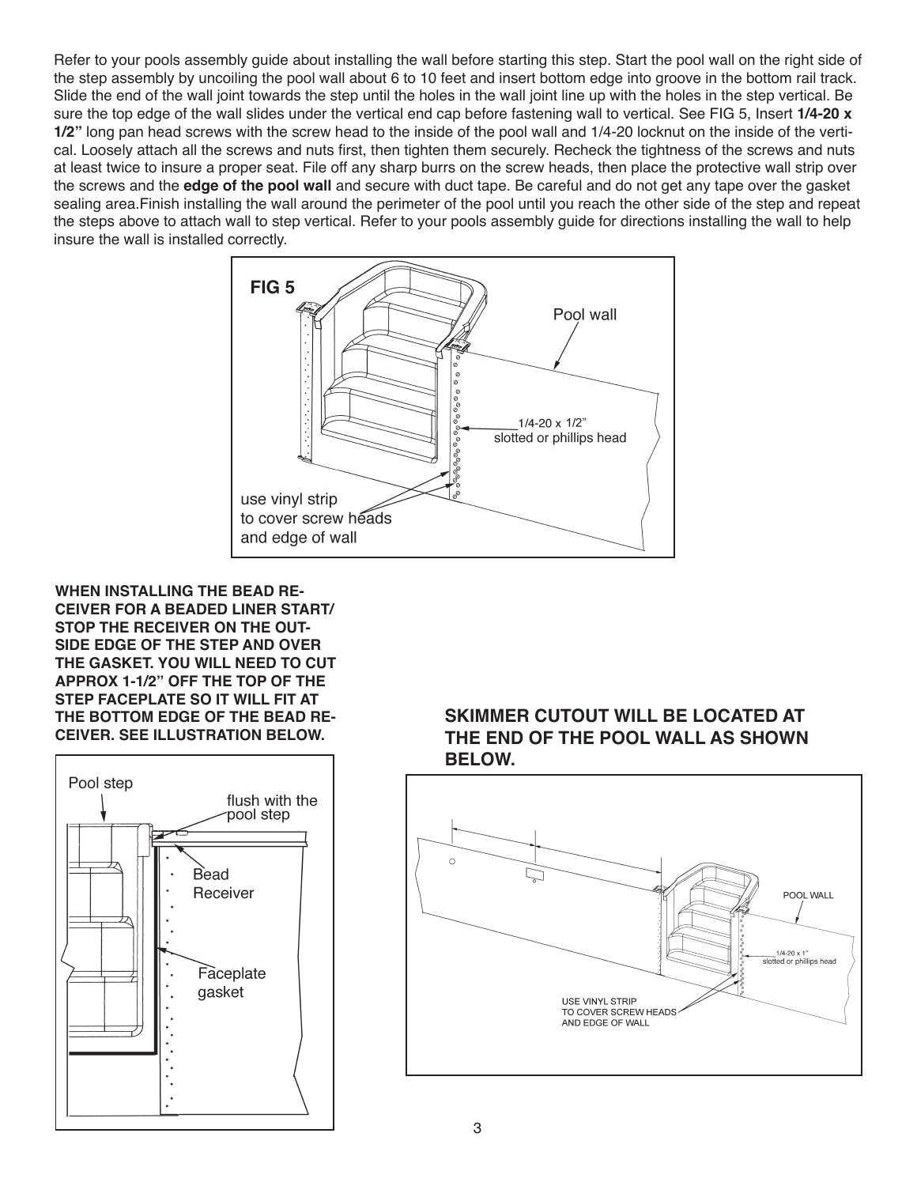Refer to your pools assembly guide about installing the wall before starting this step. Start the pool wall on the right side of the step assembly by uncoiling the pool wall about 6 to 10 feet and insert bottom edge into groove in the bottom rail track. Slide the end of the wall joint towards the step until the holes in the wall joint line up with the holes in the step vertical. Be sure the top edge of the wall slides under the vertical end cap before fastening wall to vertical. See FIG 5, Insert **1/4-20 x 1/2"** long pan head screws with the screw head to the inside of the pool wall and 1/4-20 locknut on the inside of the vertical. Loosely attach all the screws and nuts first, then tighten them securely. Recheck the tightness of the screws and nuts at least twice to insure a proper seat. File off any sharp burrs on the screw heads, then place the protective wall strip over the screws and the **edge of the pool wall** and secure with duct tape. Be careful and do not get any tape over the gasket sealing area.Finish installing the wall around the perimeter of the pool until you reach the other side of the step and repeat the steps above to attach wall to step vertical. Refer to your pools assembly guide for directions installing the wall to help insure the wall is installed correctly.

FIG 5

Pool wall

1/4-20 x 1/2" slotted or phillips head

use vinyl strip to cover screw heads and edge of wall

**WHEN INSTALLING THE BEAD RECEIVER FOR A BEADED LINER START/STOP THE RECEIVER ON THE OUTSIDE EDGE OF THE STEP AND OVER THE GASKET. YOU WILL NEED TO CUT APPROX 1-1/2" OFF THE TOP OF THE STEP FACEPLATE SO IT WILL FIT AT THE BOTTOM EDGE OF THE BEAD RECEIVER. SEE ILLUSTRATION BELOW.**

Pool step

flush with the pool step

Bead Receiver

Faceplate gasket

**SKIMMER CUTOUT WILL BE LOCATED AT THE END OF THE POOL WALL AS SHOWN BELOW.**

POOL WALL

1/4-20 x 1" slotted or phillips head

USE VINYL STRIP TO COVER SCREW HEADS AND EDGE OF WALL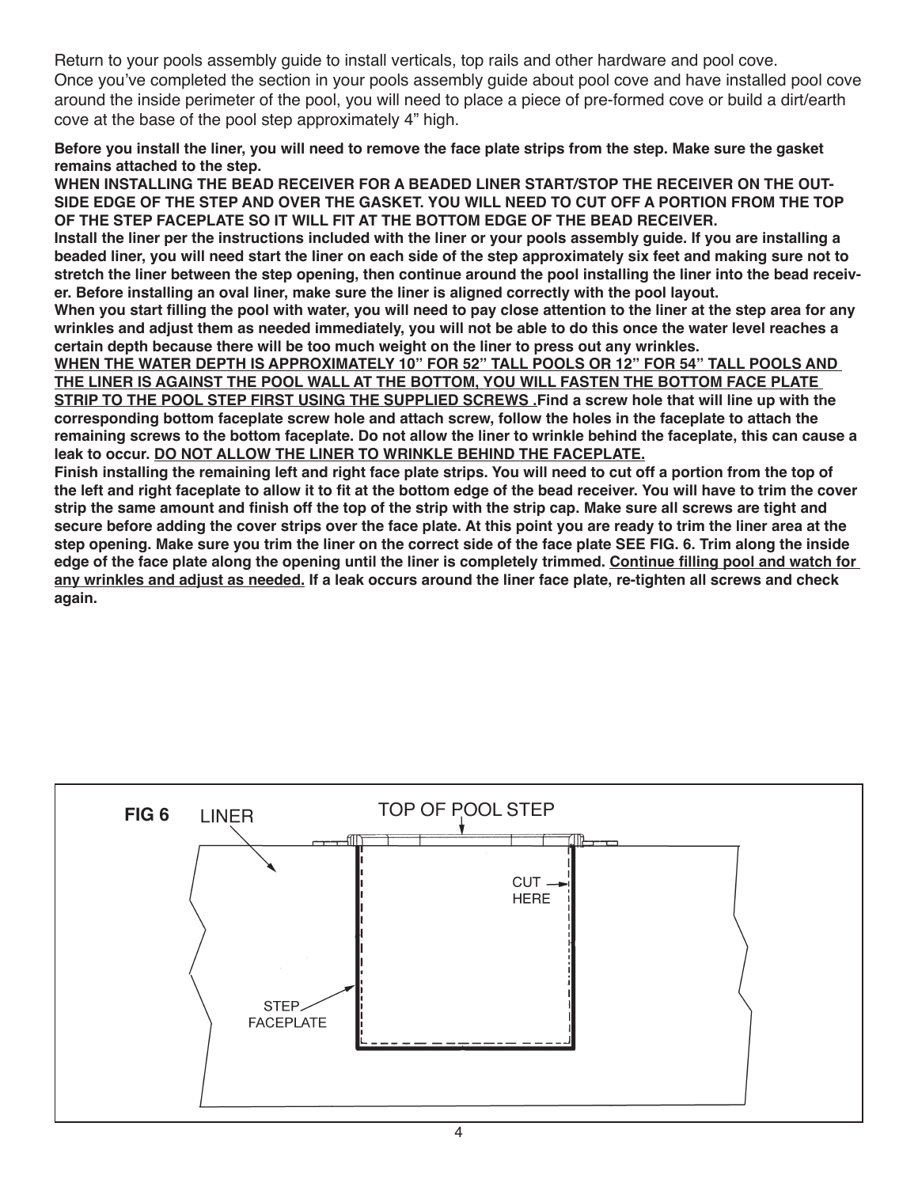Return to your pools assembly guide to install verticals, top rails and other hardware and pool cove.
Once you've completed the section in your pools assembly guide about pool cove and have installed pool cove around the inside perimeter of the pool, you will need to place a piece of pre-formed cove or build a dirt/earth cove at the base of the pool step approximately 4" high.

**Before you install the liner, you will need to remove the face plate strips from the step. Make sure the gasket remains attached to the step.**
**WHEN INSTALLING THE BEAD RECEIVER FOR A BEADED LINER START/STOP THE RECEIVER ON THE OUTSIDE EDGE OF THE STEP AND OVER THE GASKET. YOU WILL NEED TO CUT OFF A PORTION FROM THE TOP OF THE STEP FACEPLATE SO IT WILL FIT AT THE BOTTOM EDGE OF THE BEAD RECEIVER.**
**Install the liner per the instructions included with the liner or your pools assembly guide. If you are installing a beaded liner, you will need start the liner on each side of the step approximately six feet and making sure not to stretch the liner between the step opening, then continue around the pool installing the liner into the bead receiver. Before installing an oval liner, make sure the liner is aligned correctly with the pool layout.**
**When you start filling the pool with water, you will need to pay close attention to the liner at the step area for any wrinkles and adjust them as needed immediately, you will not be able to do this once the water level reaches a certain depth because there will be too much weight on the liner to press out any wrinkles.**
**WHEN THE WATER DEPTH IS APPROXIMATELY 10" FOR 52" TALL POOLS OR 12" FOR 54" TALL POOLS AND THE LINER IS AGAINST THE POOL WALL AT THE BOTTOM, YOU WILL FASTEN THE BOTTOM FACE PLATE STRIP TO THE POOL STEP FIRST USING THE SUPPLIED SCREWS .Find a screw hole that will line up with the corresponding bottom faceplate screw hole and attach screw, follow the holes in the faceplate to attach the remaining screws to the bottom faceplate. Do not allow the liner to wrinkle behind the faceplate, this can cause a leak to occur. DO NOT ALLOW THE LINER TO WRINKLE BEHIND THE FACEPLATE.**
**Finish installing the remaining left and right face plate strips. You will need to cut off a portion from the top of the left and right faceplate to allow it to fit at the bottom edge of the bead receiver. You will have to trim the cover strip the same amount and finish off the top of the strip with the strip cap. Make sure all screws are tight and secure before adding the cover strips over the face plate. At this point you are ready to trim the liner area at the step opening. Make sure you trim the liner on the correct side of the face plate SEE FIG. 6. Trim along the inside edge of the face plate along the opening until the liner is completely trimmed. Continue filling pool and watch for any wrinkles and adjust as needed. If a leak occurs around the liner face plate, re-tighten all screws and check again.**

**FIG 6**

LINER — TOP OF POOL STEP — CUT HERE — STEP FACEPLATE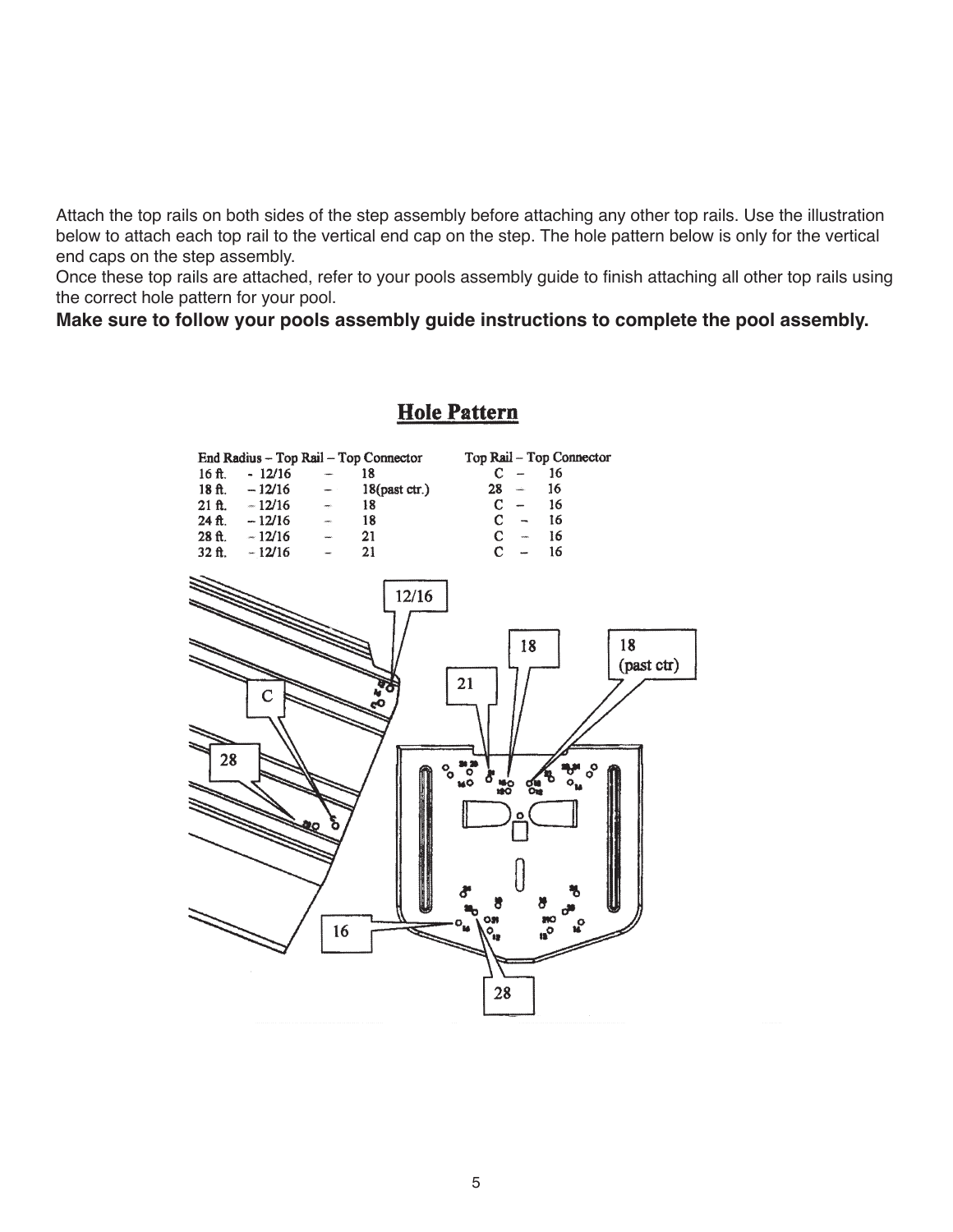Attach the top rails on both sides of the step assembly before attaching any other top rails. Use the illustration below to attach each top rail to the vertical end cap on the step. The hole pattern below is only for the vertical end caps on the step assembly.

Once these top rails are attached, refer to your pools assembly guide to finish attaching all other top rails using the correct hole pattern for your pool.

**Make sure to follow your pools assembly guide instructions to complete the pool assembly.**

## Hole Pattern

| End Radius | Top Rail | Top Connector | Top Rail | Top Connector |
|---|---|---|---|---|
| 16 ft. | 12/16 | 18 | C | 16 |
| 18 ft. | 12/16 | 18(past ctr.) | 28 | 16 |
| 21 ft. | 12/16 | 18 | C | 16 |
| 24 ft. | 12/16 | 18 | C | 16 |
| 28 ft. | 12/16 | 21 | C | 16 |
| 32 ft. | 12/16 | 21 | C | 16 |

12/16

18

18 (past ctr)

21

C

28

16

28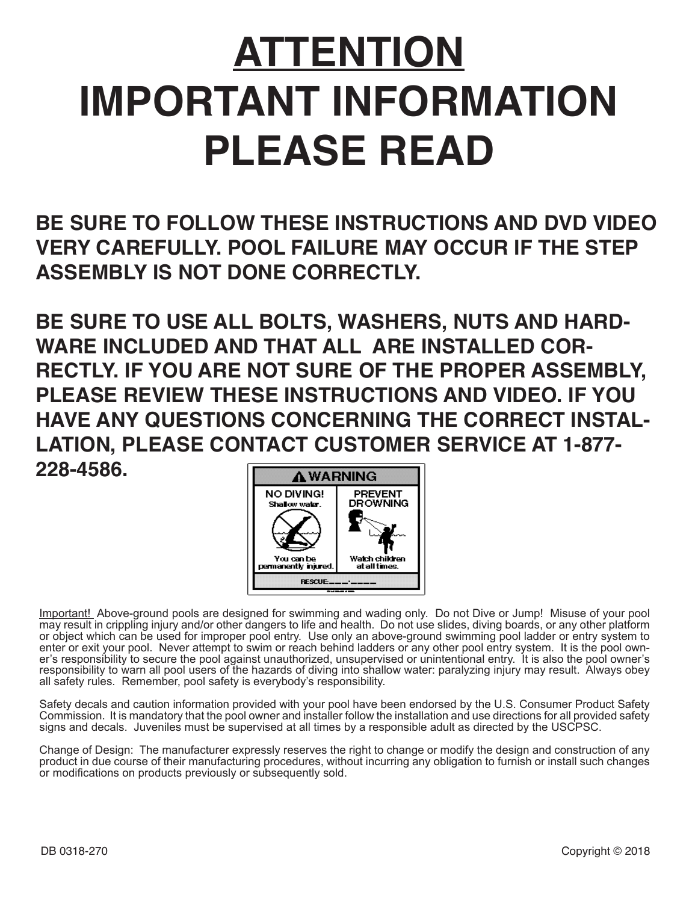# ATTENTION
# IMPORTANT INFORMATION PLEASE READ

**BE SURE TO FOLLOW THESE INSTRUCTIONS AND DVD VIDEO VERY CAREFULLY. POOL FAILURE MAY OCCUR IF THE STEP ASSEMBLY IS NOT DONE CORRECTLY.**

**BE SURE TO USE ALL BOLTS, WASHERS, NUTS AND HARDWARE INCLUDED AND THAT ALL ARE INSTALLED CORRECTLY. IF YOU ARE NOT SURE OF THE PROPER ASSEMBLY, PLEASE REVIEW THESE INSTRUCTIONS AND VIDEO. IF YOU HAVE ANY QUESTIONS CONCERNING THE CORRECT INSTALLATION, PLEASE CONTACT CUSTOMER SERVICE AT 1-877-228-4586.**

⚠ WARNING

NO DIVING! Shallow water. You can be permanently injured.

PREVENT DROWNING Watch children at all times.

RESCUE\_\_\_-\_\_\_\_

Important! Above-ground pools are designed for swimming and wading only. Do not Dive or Jump! Misuse of your pool may result in crippling injury and/or other dangers to life and health. Do not use slides, diving boards, or any other platform or object which can be used for improper pool entry. Use only an above-ground swimming pool ladder or entry system to enter or exit your pool. Never attempt to swim or reach behind ladders or any other pool entry system. It is the pool owner's responsibility to secure the pool against unauthorized, unsupervised or unintentional entry. It is also the pool owner's responsibility to warn all pool users of the hazards of diving into shallow water: paralyzing injury may result. Always obey all safety rules. Remember, pool safety is everybody's responsibility.

Safety decals and caution information provided with your pool have been endorsed by the U.S. Consumer Product Safety Commission. It is mandatory that the pool owner and installer follow the installation and use directions for all provided safety signs and decals. Juveniles must be supervised at all times by a responsible adult as directed by the USCPSC.

Change of Design: The manufacturer expressly reserves the right to change or modify the design and construction of any product in due course of their manufacturing procedures, without incurring any obligation to furnish or install such changes or modifications on products previously or subsequently sold.

DB 0318-270

Copyright © 2018